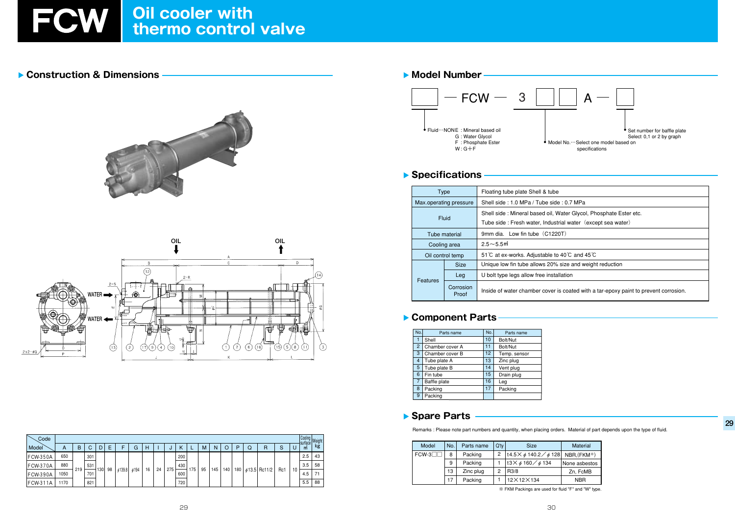# FCW Oil cooler with thermo control valve

## Construction & Dimensions

OIL OIL

WATER

WATER

| Model \ Code | A | B | C | D | E | F | G | H | I | J | K | L | M | N | O | P | Q | R | S | U | Cooling surface ㎡ | Weight kg |
|---|---|---|---|---|---|---|---|---|---|---|---|---|---|---|---|---|---|---|---|---|---|---|
| FCW-350A | 650 | 219 | 301 | 130 | 98 | φ139.8 | φ194 | 16 | 24 | 275 | 200 | 175 | 95 | 145 | 140 | 180 | φ13.5 | Rc11/2 | Rc1 | 10 | 2.5 | 43 |
| FCW-370A | 880 | | 531 | | | | | | | | 430 | | | | | | | | | | 3.5 | 58 |
| FCW-390A | 1050 | | 701 | | | | | | | | 600 | | | | | | | | | | 4.5 | 71 |
| FCW-311A | 1170 | | 821 | | | | | | | | 720 | | | | | | | | | | 5.5 | 88 |

## Model Number

□ — FCW — 3 □ □ A — □

- Fluid···NONE : Mineral based oil
  - G : Water Glycol
  - F : Phosphate Ester
  - W : G+F
- Model No.···Select one model based on specifications
- Set number for baffle plate. Select 0,1 or 2 by graph

## Specifications

| Type | | Floating tube plate Shell & tube |
|---|---|---|
| Max.operating pressure | | Shell side : 1.0 MPa / Tube side : 0.7 MPa |
| Fluid | | Shell side : Mineral based oil, Water Glycol, Phosphate Ester etc.<br>Tube side : Fresh water, Industrial water（except sea water） |
| Tube material | | 9mm dia.　Low fin tube（C1220T） |
| Cooling area | | 2.5～5.5㎡ |
| Oil control temp | | 51℃ at ex-works. Adjustable to 40℃ and 45℃ |
| Features | Size | Unique low fin tube allows 20% size and weight reduction |
| | Leg | U bolt type legs allow free installation |
| | Corrosion Proof | Inside of water chamber cover is coated with a tar-epoxy paint to prevent corrosion. |

## Component Parts

| No. | Parts name | No. | Parts name |
|---|---|---|---|
| 1 | Shell | 10 | Bolt/Nut |
| 2 | Chamber cover A | 11 | Bolt/Nut |
| 3 | Chamber cover B | 12 | Temp. sensor |
| 4 | Tube plate A | 13 | Zinc plug |
| 5 | Tube plate B | 14 | Vent plug |
| 6 | Fin tube | 15 | Drain plug |
| 7 | Baffle plate | 16 | Leg |
| 8 | Packing | 17 | Packing |
| 9 | Packing | | |

## Spare Parts

Remarks : Please note part numbers and quantity, when placing orders. Material of part depends upon the type of fluid.

| Model | No. | Parts name | Q'ty | Size | Material |
|---|---|---|---|---|---|
| FCW-3□□ | 8 | Packing | 2 | t4.5×φ140.2／φ128 | NBR,(FKM※) |
| | 9 | Packing | 1 | t3×φ160／φ134 | None asbestos |
| | 13 | Zinc plug | 2 | R3/8 | Zn, FcMB |
| | 17 | Packing | 1 | 12×12×134 | NBR |

※ FKM Packings are used for fluid "F" and "W" type.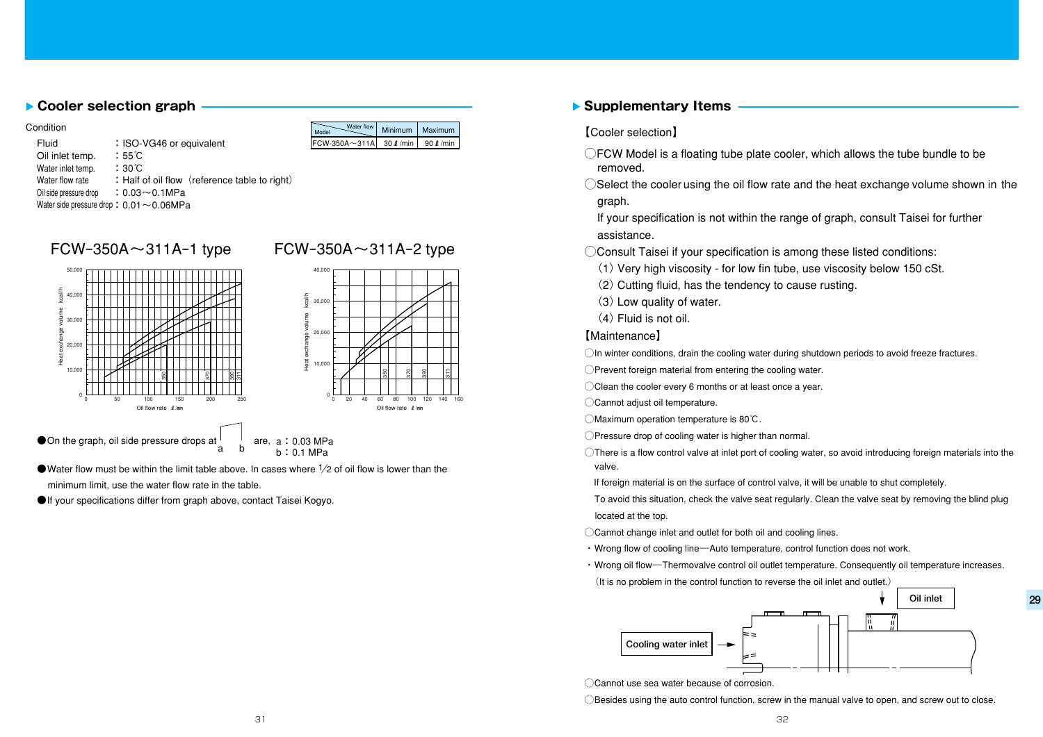## ▶ Cooler selection graph

Condition

Fluid ：ISO-VG46 or equivalent
Oil inlet temp. ：55℃
Water inlet temp. ：30℃
Water flow rate ：Half of oil flow（reference table to right）
Oil side pressure drop ：0.03～0.1MPa
Water side pressure drop ：0.01～0.06MPa

| Model \ Water flow | Minimum | Maximum |
|---|---|---|
| FCW-350A～311A | 30 ℓ/min | 90 ℓ/min |

### FCW-350A～311A-1 type

Heat exchange volume kcal/h
50,000
40,000
30,000
20,000
10,000
0
350
370
390
311
0 50 100 150 200 250
Oil flow rate ℓ/min

### FCW-350A～311A-2 type

Heat exchange volume kcal/h
40,000
30,000
20,000
10,000
0
350
370
390
311
0 20 40 60 80 100 120 140 160
Oil flow rate ℓ/min

●On the graph, oil side pressure drops at a b are, a：0.03 MPa
b：0.1 MPa

●Water flow must be within the limit table above. In cases where 1/2 of oil flow is lower than the minimum limit, use the water flow rate in the table.

●If your specifications differ from graph above, contact Taisei Kogyo.

## ▶ Supplementary Items

【Cooler selection】

◯FCW Model is a floating tube plate cooler, which allows the tube bundle to be removed.

◯Select the cooler using the oil flow rate and the heat exchange volume shown in the graph.
If your specification is not within the range of graph, consult Taisei for further assistance.

◯Consult Taisei if your specification is among these listed conditions:
（1）Very high viscosity - for low fin tube, use viscosity below 150 cSt.
（2）Cutting fluid, has the tendency to cause rusting.
（3）Low quality of water.
（4）Fluid is not oil.

【Maintenance】

◯In winter conditions, drain the cooling water during shutdown periods to avoid freeze fractures.

◯Prevent foreign material from entering the cooling water.

◯Clean the cooler every 6 months or at least once a year.

◯Cannot adjust oil temperature.

◯Maximum operation temperature is 80℃.

◯Pressure drop of cooling water is higher than normal.

◯There is a flow control valve at inlet port of cooling water, so avoid introducing foreign materials into the valve.
If foreign material is on the surface of control valve, it will be unable to shut completely.
To avoid this situation, check the valve seat regularly. Clean the valve seat by removing the blind plug located at the top.

◯Cannot change inlet and outlet for both oil and cooling lines.
・Wrong flow of cooling line—Auto temperature, control function does not work.
・Wrong oil flow—Thermovalve control oil outlet temperature. Consequently oil temperature increases.
（It is no problem in the control function to reverse the oil inlet and outlet.）

Oil inlet

Cooling water inlet

◯Cannot use sea water because of corrosion.

◯Besides using the auto control function, screw in the manual valve to open, and screw out to close.